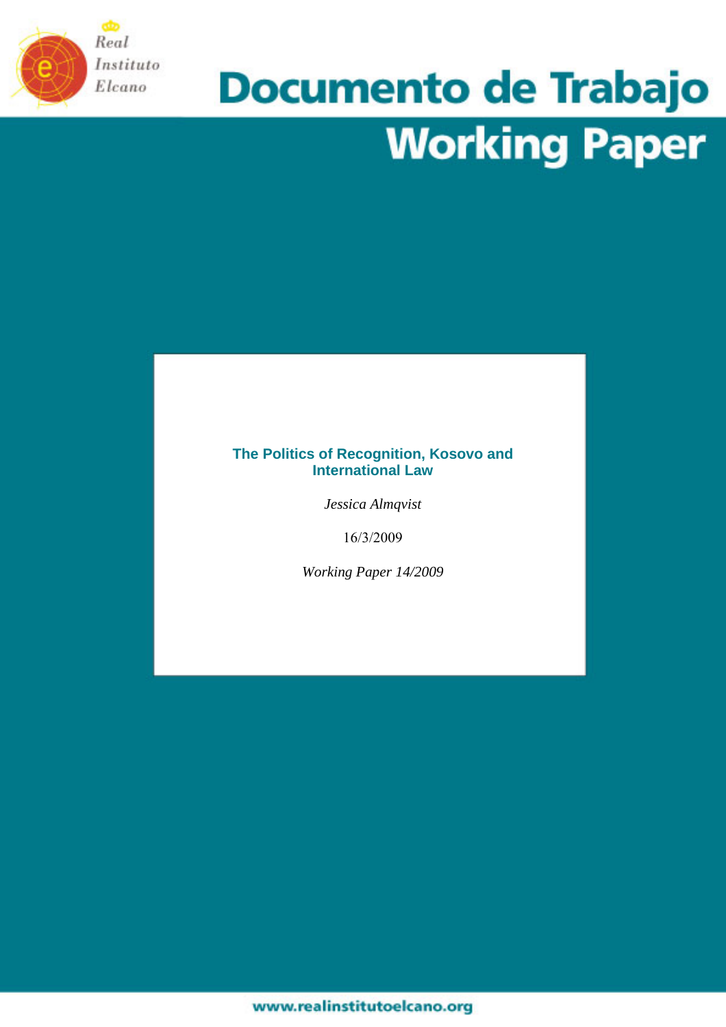Real Instituto Elcano

# Documento de Trabajo
# Working Paper

## The Politics of Recognition, Kosovo and International Law

*Jessica Almqvist*

16/3/2009

*Working Paper 14/2009*

www.realinstitutoelcano.org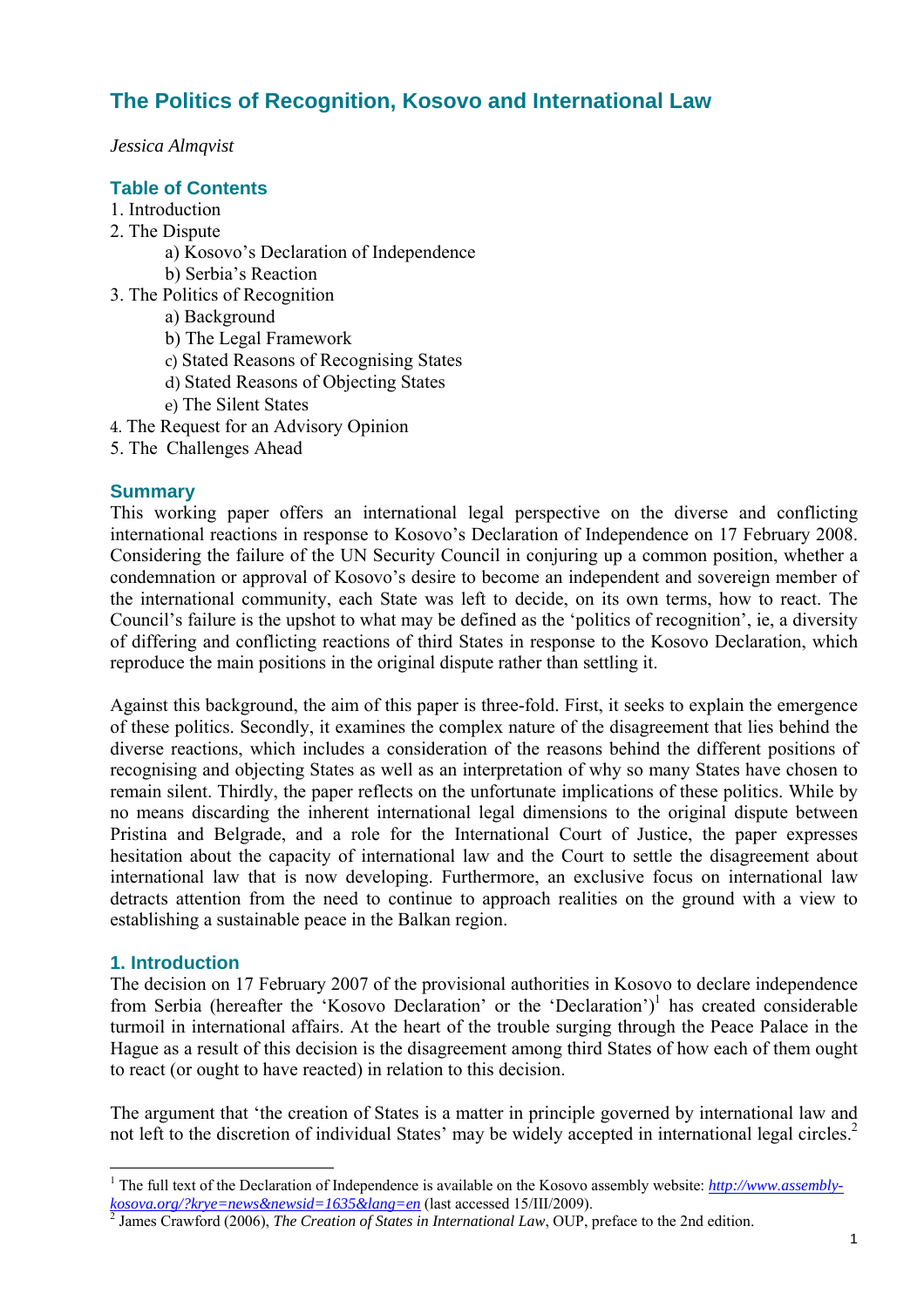# The Politics of Recognition, Kosovo and International Law

*Jessica Almqvist*

## Table of Contents

1. Introduction
2. The Dispute
    - a) Kosovo's Declaration of Independence
    - b) Serbia's Reaction
3. The Politics of Recognition
    - a) Background
    - b) The Legal Framework
    - c) Stated Reasons of Recognising States
    - d) Stated Reasons of Objecting States
    - e) The Silent States
4. The Request for an Advisory Opinion
5. The Challenges Ahead

## Summary

This working paper offers an international legal perspective on the diverse and conflicting international reactions in response to Kosovo's Declaration of Independence on 17 February 2008. Considering the failure of the UN Security Council in conjuring up a common position, whether a condemnation or approval of Kosovo's desire to become an independent and sovereign member of the international community, each State was left to decide, on its own terms, how to react. The Council's failure is the upshot to what may be defined as the 'politics of recognition', ie, a diversity of differing and conflicting reactions of third States in response to the Kosovo Declaration, which reproduce the main positions in the original dispute rather than settling it.

Against this background, the aim of this paper is three-fold. First, it seeks to explain the emergence of these politics. Secondly, it examines the complex nature of the disagreement that lies behind the diverse reactions, which includes a consideration of the reasons behind the different positions of recognising and objecting States as well as an interpretation of why so many States have chosen to remain silent. Thirdly, the paper reflects on the unfortunate implications of these politics. While by no means discarding the inherent international legal dimensions to the original dispute between Pristina and Belgrade, and a role for the International Court of Justice, the paper expresses hesitation about the capacity of international law and the Court to settle the disagreement about international law that is now developing. Furthermore, an exclusive focus on international law detracts attention from the need to continue to approach realities on the ground with a view to establishing a sustainable peace in the Balkan region.

## 1. Introduction

The decision on 17 February 2007 of the provisional authorities in Kosovo to declare independence from Serbia (hereafter the 'Kosovo Declaration' or the 'Declaration')[1] has created considerable turmoil in international affairs. At the heart of the trouble surging through the Peace Palace in the Hague as a result of this decision is the disagreement among third States of how each of them ought to react (or ought to have reacted) in relation to this decision.

The argument that 'the creation of States is a matter in principle governed by international law and not left to the discretion of individual States' may be widely accepted in international legal circles.[2]

---

[1] The full text of the Declaration of Independence is available on the Kosovo assembly website: *http://www.assembly-kosova.org/?krye=news&newsid=1635&lang=en* (last accessed 15/III/2009).

[2] James Crawford (2006), *The Creation of States in International Law*, OUP, preface to the 2nd edition.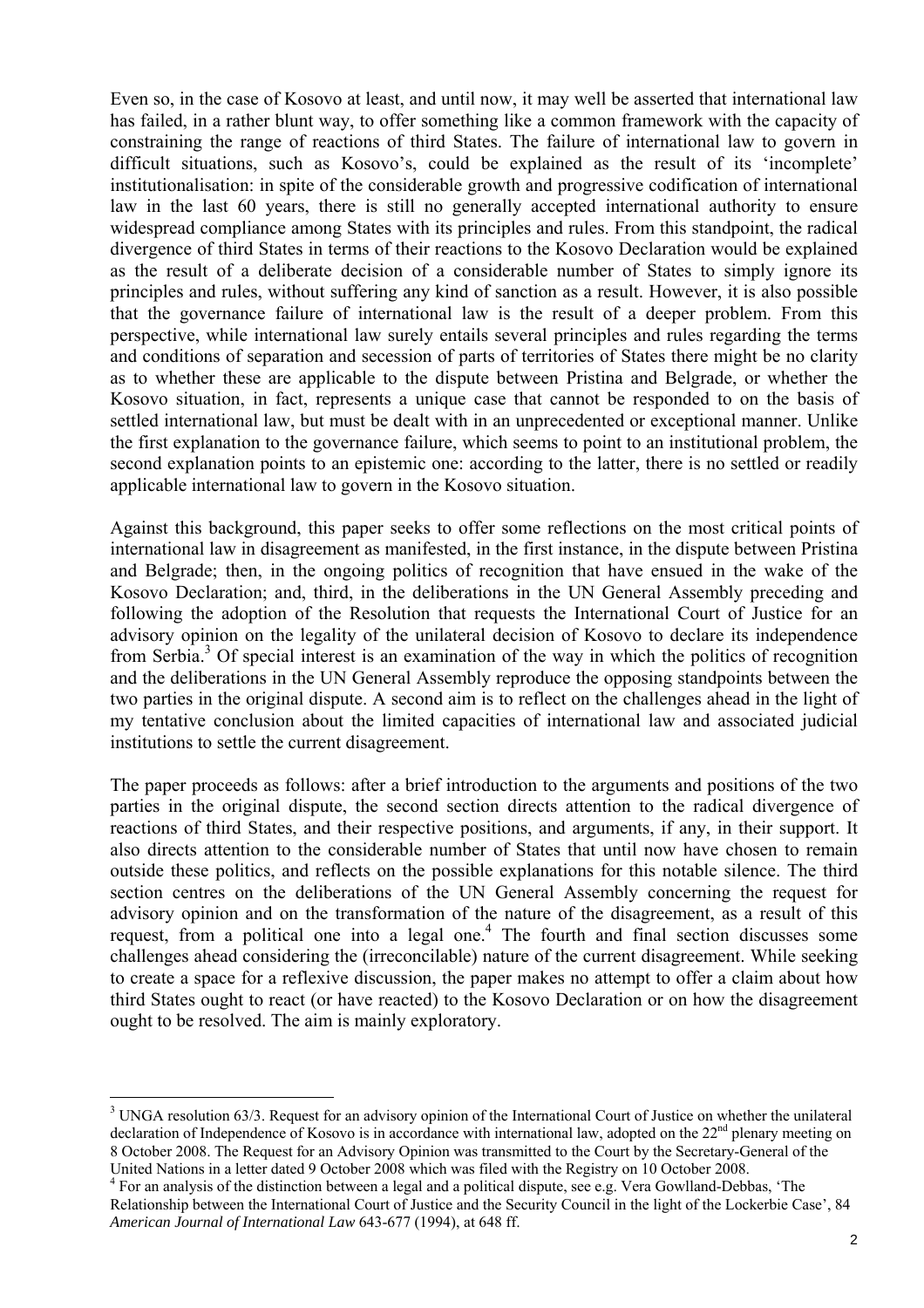Even so, in the case of Kosovo at least, and until now, it may well be asserted that international law has failed, in a rather blunt way, to offer something like a common framework with the capacity of constraining the range of reactions of third States. The failure of international law to govern in difficult situations, such as Kosovo's, could be explained as the result of its 'incomplete' institutionalisation: in spite of the considerable growth and progressive codification of international law in the last 60 years, there is still no generally accepted international authority to ensure widespread compliance among States with its principles and rules. From this standpoint, the radical divergence of third States in terms of their reactions to the Kosovo Declaration would be explained as the result of a deliberate decision of a considerable number of States to simply ignore its principles and rules, without suffering any kind of sanction as a result. However, it is also possible that the governance failure of international law is the result of a deeper problem. From this perspective, while international law surely entails several principles and rules regarding the terms and conditions of separation and secession of parts of territories of States there might be no clarity as to whether these are applicable to the dispute between Pristina and Belgrade, or whether the Kosovo situation, in fact, represents a unique case that cannot be responded to on the basis of settled international law, but must be dealt with in an unprecedented or exceptional manner. Unlike the first explanation to the governance failure, which seems to point to an institutional problem, the second explanation points to an epistemic one: according to the latter, there is no settled or readily applicable international law to govern in the Kosovo situation.

Against this background, this paper seeks to offer some reflections on the most critical points of international law in disagreement as manifested, in the first instance, in the dispute between Pristina and Belgrade; then, in the ongoing politics of recognition that have ensued in the wake of the Kosovo Declaration; and, third, in the deliberations in the UN General Assembly preceding and following the adoption of the Resolution that requests the International Court of Justice for an advisory opinion on the legality of the unilateral decision of Kosovo to declare its independence from Serbia.[3] Of special interest is an examination of the way in which the politics of recognition and the deliberations in the UN General Assembly reproduce the opposing standpoints between the two parties in the original dispute. A second aim is to reflect on the challenges ahead in the light of my tentative conclusion about the limited capacities of international law and associated judicial institutions to settle the current disagreement.

The paper proceeds as follows: after a brief introduction to the arguments and positions of the two parties in the original dispute, the second section directs attention to the radical divergence of reactions of third States, and their respective positions, and arguments, if any, in their support. It also directs attention to the considerable number of States that until now have chosen to remain outside these politics, and reflects on the possible explanations for this notable silence. The third section centres on the deliberations of the UN General Assembly concerning the request for advisory opinion and on the transformation of the nature of the disagreement, as a result of this request, from a political one into a legal one.[4] The fourth and final section discusses some challenges ahead considering the (irreconcilable) nature of the current disagreement. While seeking to create a space for a reflexive discussion, the paper makes no attempt to offer a claim about how third States ought to react (or have reacted) to the Kosovo Declaration or on how the disagreement ought to be resolved. The aim is mainly exploratory.

---

[3] UNGA resolution 63/3. Request for an advisory opinion of the International Court of Justice on whether the unilateral declaration of Independence of Kosovo is in accordance with international law, adopted on the 22nd plenary meeting on 8 October 2008. The Request for an Advisory Opinion was transmitted to the Court by the Secretary-General of the United Nations in a letter dated 9 October 2008 which was filed with the Registry on 10 October 2008.

[4] For an analysis of the distinction between a legal and a political dispute, see e.g. Vera Gowlland-Debbas, 'The Relationship between the International Court of Justice and the Security Council in the light of the Lockerbie Case', 84 *American Journal of International Law* 643-677 (1994), at 648 ff.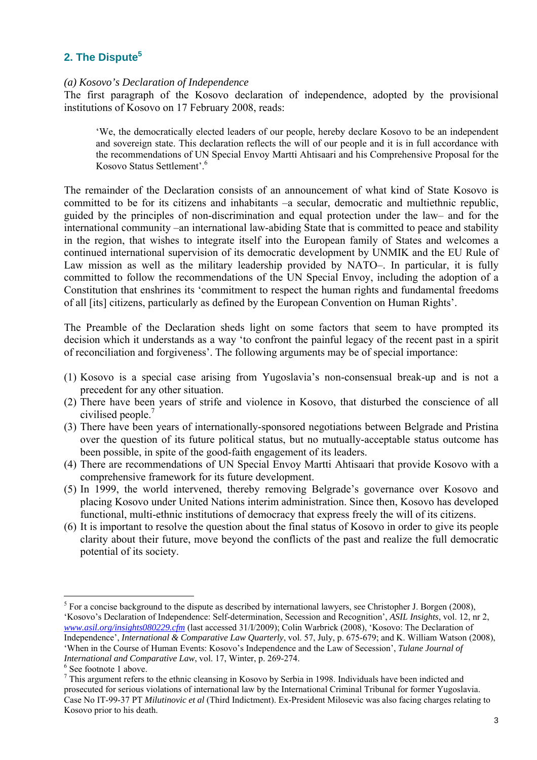## 2. The Dispute[5]

*(a) Kosovo's Declaration of Independence*

The first paragraph of the Kosovo declaration of independence, adopted by the provisional institutions of Kosovo on 17 February 2008, reads:

> 'We, the democratically elected leaders of our people, hereby declare Kosovo to be an independent and sovereign state. This declaration reflects the will of our people and it is in full accordance with the recommendations of UN Special Envoy Martti Ahtisaari and his Comprehensive Proposal for the Kosovo Status Settlement'.[6]

The remainder of the Declaration consists of an announcement of what kind of State Kosovo is committed to be for its citizens and inhabitants –a secular, democratic and multiethnic republic, guided by the principles of non-discrimination and equal protection under the law– and for the international community –an international law-abiding State that is committed to peace and stability in the region, that wishes to integrate itself into the European family of States and welcomes a continued international supervision of its democratic development by UNMIK and the EU Rule of Law mission as well as the military leadership provided by NATO–. In particular, it is fully committed to follow the recommendations of the UN Special Envoy, including the adoption of a Constitution that enshrines its 'commitment to respect the human rights and fundamental freedoms of all [its] citizens, particularly as defined by the European Convention on Human Rights'.

The Preamble of the Declaration sheds light on some factors that seem to have prompted its decision which it understands as a way 'to confront the painful legacy of the recent past in a spirit of reconciliation and forgiveness'. The following arguments may be of special importance:

(1) Kosovo is a special case arising from Yugoslavia's non-consensual break-up and is not a precedent for any other situation.
(2) There have been years of strife and violence in Kosovo, that disturbed the conscience of all civilised people.[7]
(3) There have been years of internationally-sponsored negotiations between Belgrade and Pristina over the question of its future political status, but no mutually-acceptable status outcome has been possible, in spite of the good-faith engagement of its leaders.
(4) There are recommendations of UN Special Envoy Martti Ahtisaari that provide Kosovo with a comprehensive framework for its future development.
(5) In 1999, the world intervened, thereby removing Belgrade's governance over Kosovo and placing Kosovo under United Nations interim administration. Since then, Kosovo has developed functional, multi-ethnic institutions of democracy that express freely the will of its citizens.
(6) It is important to resolve the question about the final status of Kosovo in order to give its people clarity about their future, move beyond the conflicts of the past and realize the full democratic potential of its society.

---

[5] For a concise background to the dispute as described by international lawyers, see Christopher J. Borgen (2008), 'Kosovo's Declaration of Independence: Self-determination, Secession and Recognition', *ASIL Insights*, vol. 12, nr 2, *www.asil.org/insights080229.cfm* (last accessed 31/I/2009); Colin Warbrick (2008), 'Kosovo: The Declaration of Independence', *International & Comparative Law Quarterly*, vol. 57, July, p. 675-679; and K. William Watson (2008), 'When in the Course of Human Events: Kosovo's Independence and the Law of Secession', *Tulane Journal of International and Comparative Law*, vol. 17, Winter, p. 269-274.

[6] See footnote 1 above.

[7] This argument refers to the ethnic cleansing in Kosovo by Serbia in 1998. Individuals have been indicted and prosecuted for serious violations of international law by the International Criminal Tribunal for former Yugoslavia. Case No IT-99-37 PT *Milutinovic et al* (Third Indictment). Ex-President Milosevic was also facing charges relating to Kosovo prior to his death.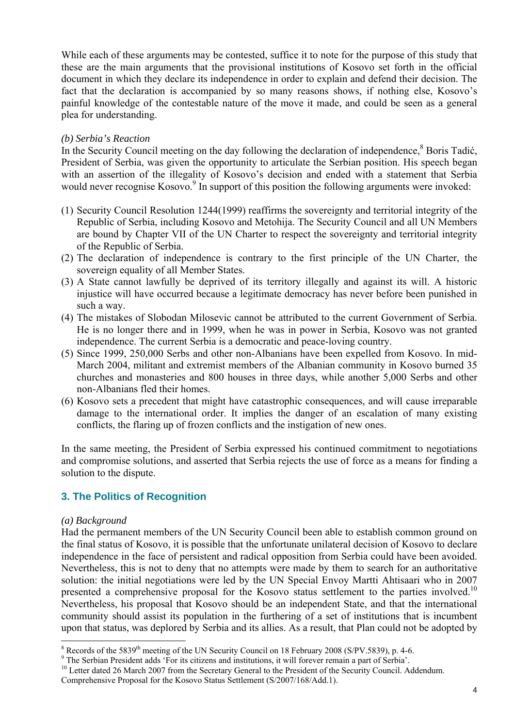While each of these arguments may be contested, suffice it to note for the purpose of this study that these are the main arguments that the provisional institutions of Kosovo set forth in the official document in which they declare its independence in order to explain and defend their decision. The fact that the declaration is accompanied by so many reasons shows, if nothing else, Kosovo's painful knowledge of the contestable nature of the move it made, and could be seen as a general plea for understanding.

*(b) Serbia's Reaction*

In the Security Council meeting on the day following the declaration of independence,[8] Boris Tadić, President of Serbia, was given the opportunity to articulate the Serbian position. His speech began with an assertion of the illegality of Kosovo's decision and ended with a statement that Serbia would never recognise Kosovo.[9] In support of this position the following arguments were invoked:

(1) Security Council Resolution 1244(1999) reaffirms the sovereignty and territorial integrity of the Republic of Serbia, including Kosovo and Metohija. The Security Council and all UN Members are bound by Chapter VII of the UN Charter to respect the sovereignty and territorial integrity of the Republic of Serbia.
(2) The declaration of independence is contrary to the first principle of the UN Charter, the sovereign equality of all Member States.
(3) A State cannot lawfully be deprived of its territory illegally and against its will. A historic injustice will have occurred because a legitimate democracy has never before been punished in such a way.
(4) The mistakes of Slobodan Milosevic cannot be attributed to the current Government of Serbia. He is no longer there and in 1999, when he was in power in Serbia, Kosovo was not granted independence. The current Serbia is a democratic and peace-loving country.
(5) Since 1999, 250,000 Serbs and other non-Albanians have been expelled from Kosovo. In mid-March 2004, militant and extremist members of the Albanian community in Kosovo burned 35 churches and monasteries and 800 houses in three days, while another 5,000 Serbs and other non-Albanians fled their homes.
(6) Kosovo sets a precedent that might have catastrophic consequences, and will cause irreparable damage to the international order. It implies the danger of an escalation of many existing conflicts, the flaring up of frozen conflicts and the instigation of new ones.

In the same meeting, the President of Serbia expressed his continued commitment to negotiations and compromise solutions, and asserted that Serbia rejects the use of force as a means for finding a solution to the dispute.

## 3. The Politics of Recognition

*(a) Background*

Had the permanent members of the UN Security Council been able to establish common ground on the final status of Kosovo, it is possible that the unfortunate unilateral decision of Kosovo to declare independence in the face of persistent and radical opposition from Serbia could have been avoided. Nevertheless, this is not to deny that no attempts were made by them to search for an authoritative solution: the initial negotiations were led by the UN Special Envoy Martti Ahtisaari who in 2007 presented a comprehensive proposal for the Kosovo status settlement to the parties involved.[10] Nevertheless, his proposal that Kosovo should be an independent State, and that the international community should assist its population in the furthering of a set of institutions that is incumbent upon that status, was deplored by Serbia and its allies. As a result, that Plan could not be adopted by

---

[8] Records of the 5839th meeting of the UN Security Council on 18 February 2008 (S/PV.5839), p. 4-6.

[9] The Serbian President adds 'For its citizens and institutions, it will forever remain a part of Serbia'.

[10] Letter dated 26 March 2007 from the Secretary General to the President of the Security Council. Addendum. Comprehensive Proposal for the Kosovo Status Settlement (S/2007/168/Add.1).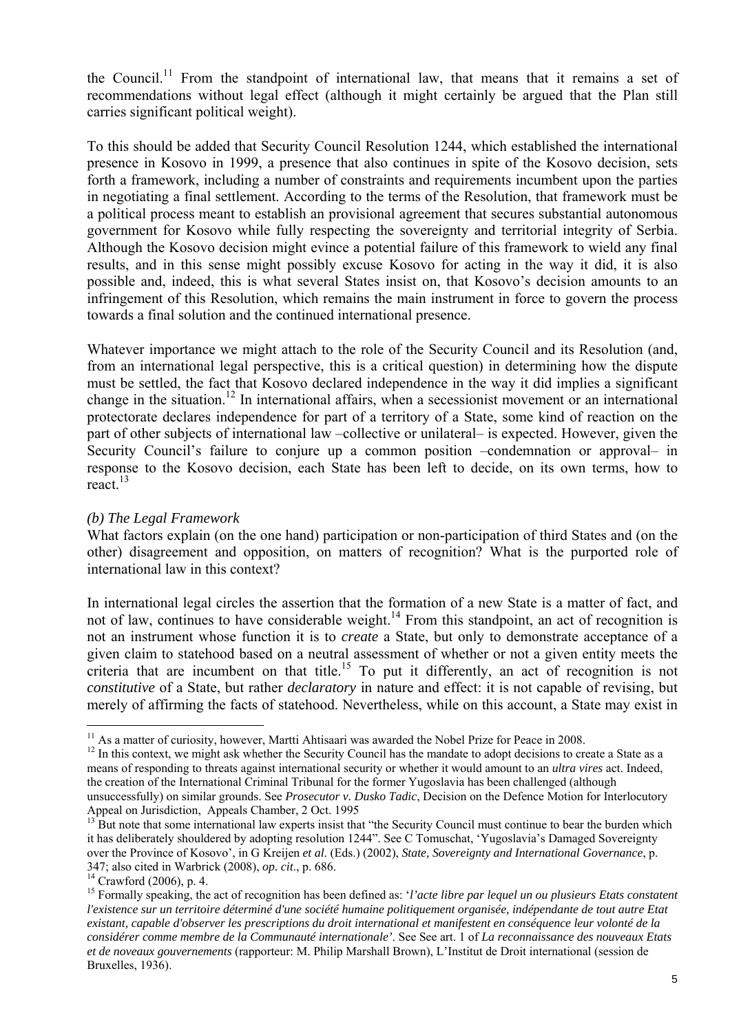the Council.[11] From the standpoint of international law, that means that it remains a set of recommendations without legal effect (although it might certainly be argued that the Plan still carries significant political weight).

To this should be added that Security Council Resolution 1244, which established the international presence in Kosovo in 1999, a presence that also continues in spite of the Kosovo decision, sets forth a framework, including a number of constraints and requirements incumbent upon the parties in negotiating a final settlement. According to the terms of the Resolution, that framework must be a political process meant to establish an provisional agreement that secures substantial autonomous government for Kosovo while fully respecting the sovereignty and territorial integrity of Serbia. Although the Kosovo decision might evince a potential failure of this framework to wield any final results, and in this sense might possibly excuse Kosovo for acting in the way it did, it is also possible and, indeed, this is what several States insist on, that Kosovo's decision amounts to an infringement of this Resolution, which remains the main instrument in force to govern the process towards a final solution and the continued international presence.

Whatever importance we might attach to the role of the Security Council and its Resolution (and, from an international legal perspective, this is a critical question) in determining how the dispute must be settled, the fact that Kosovo declared independence in the way it did implies a significant change in the situation.[12] In international affairs, when a secessionist movement or an international protectorate declares independence for part of a territory of a State, some kind of reaction on the part of other subjects of international law –collective or unilateral– is expected. However, given the Security Council's failure to conjure up a common position –condemnation or approval– in response to the Kosovo decision, each State has been left to decide, on its own terms, how to react.[13]

*(b) The Legal Framework*

What factors explain (on the one hand) participation or non-participation of third States and (on the other) disagreement and opposition, on matters of recognition? What is the purported role of international law in this context?

In international legal circles the assertion that the formation of a new State is a matter of fact, and not of law, continues to have considerable weight.[14] From this standpoint, an act of recognition is not an instrument whose function it is to *create* a State, but only to demonstrate acceptance of a given claim to statehood based on a neutral assessment of whether or not a given entity meets the criteria that are incumbent on that title.[15] To put it differently, an act of recognition is not *constitutive* of a State, but rather *declaratory* in nature and effect: it is not capable of revising, but merely of affirming the facts of statehood. Nevertheless, while on this account, a State may exist in

---

[11] As a matter of curiosity, however, Martti Ahtisaari was awarded the Nobel Prize for Peace in 2008.

[12] In this context, we might ask whether the Security Council has the mandate to adopt decisions to create a State as a means of responding to threats against international security or whether it would amount to an *ultra vires* act. Indeed, the creation of the International Criminal Tribunal for the former Yugoslavia has been challenged (although unsuccessfully) on similar grounds. See *Prosecutor v. Dusko Tadic*, Decision on the Defence Motion for Interlocutory Appeal on Jurisdiction, Appeals Chamber, 2 Oct. 1995

[13] But note that some international law experts insist that "the Security Council must continue to bear the burden which it has deliberately shouldered by adopting resolution 1244". See C Tomuschat, 'Yugoslavia's Damaged Sovereignty over the Province of Kosovo', in G Kreijen *et al*. (Eds.) (2002), *State, Sovereignty and International Governance*, p. 347; also cited in Warbrick (2008), *op. cit*., p. 686.

[14] Crawford (2006), p. 4.

[15] Formally speaking, the act of recognition has been defined as: '*l'acte libre par lequel un ou plusieurs Etats constatent l'existence sur un territoire déterminé d'une société humaine politiquement organisée, indépendante de tout autre Etat existant, capable d'observer les prescriptions du droit international et manifestent en conséquence leur volonté de la considérer comme membre de la Communauté internationale'*. See See art. 1 of *La reconnaissance des nouveaux Etats et de noveaux gouvernements* (rapporteur: M. Philip Marshall Brown), L'Institut de Droit international (session de Bruxelles, 1936).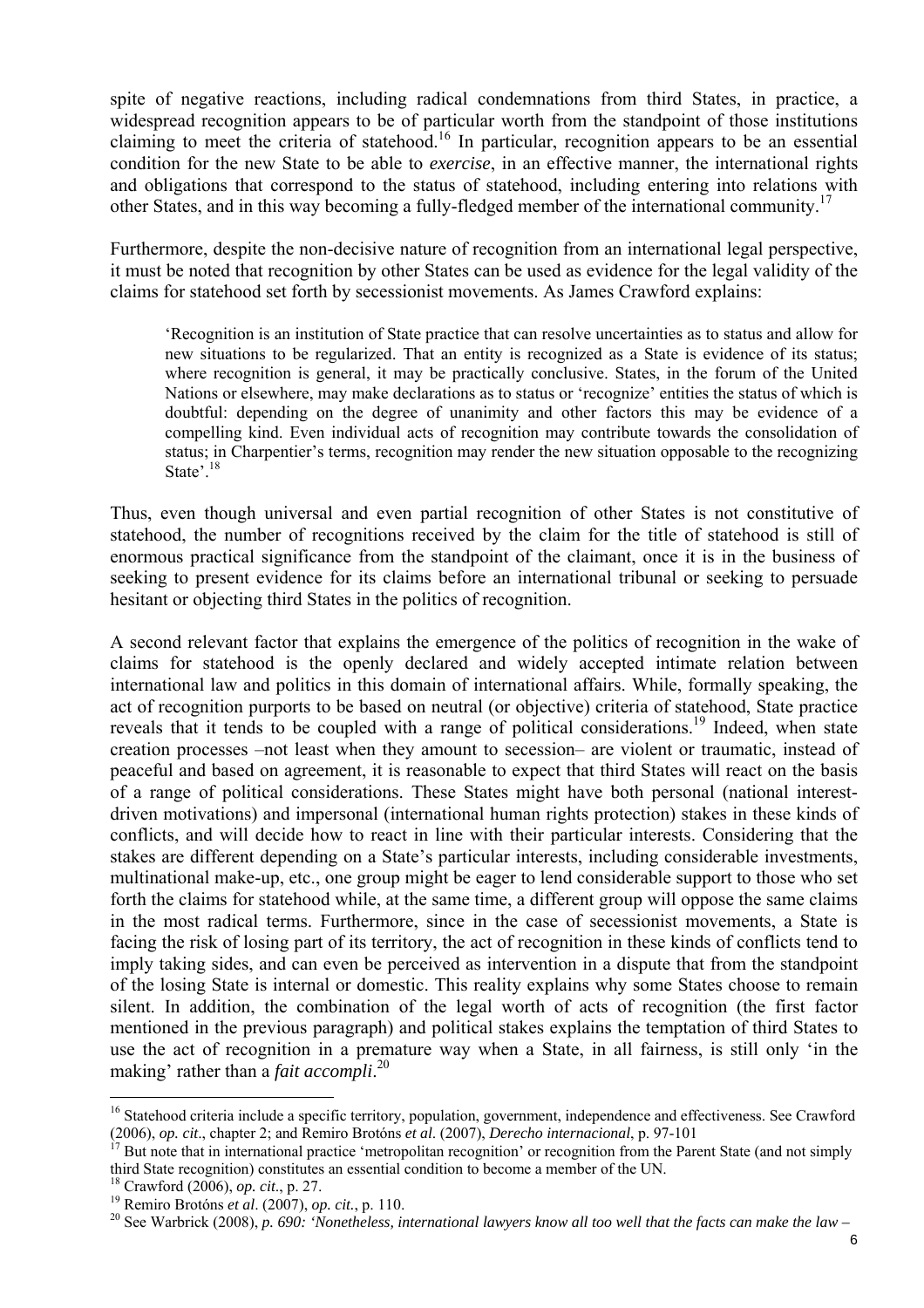spite of negative reactions, including radical condemnations from third States, in practice, a widespread recognition appears to be of particular worth from the standpoint of those institutions claiming to meet the criteria of statehood.[16] In particular, recognition appears to be an essential condition for the new State to be able to *exercise*, in an effective manner, the international rights and obligations that correspond to the status of statehood, including entering into relations with other States, and in this way becoming a fully-fledged member of the international community.[17]

Furthermore, despite the non-decisive nature of recognition from an international legal perspective, it must be noted that recognition by other States can be used as evidence for the legal validity of the claims for statehood set forth by secessionist movements. As James Crawford explains:

> 'Recognition is an institution of State practice that can resolve uncertainties as to status and allow for new situations to be regularized. That an entity is recognized as a State is evidence of its status; where recognition is general, it may be practically conclusive. States, in the forum of the United Nations or elsewhere, may make declarations as to status or 'recognize' entities the status of which is doubtful: depending on the degree of unanimity and other factors this may be evidence of a compelling kind. Even individual acts of recognition may contribute towards the consolidation of status; in Charpentier's terms, recognition may render the new situation opposable to the recognizing State'.[18]

Thus, even though universal and even partial recognition of other States is not constitutive of statehood, the number of recognitions received by the claim for the title of statehood is still of enormous practical significance from the standpoint of the claimant, once it is in the business of seeking to present evidence for its claims before an international tribunal or seeking to persuade hesitant or objecting third States in the politics of recognition.

A second relevant factor that explains the emergence of the politics of recognition in the wake of claims for statehood is the openly declared and widely accepted intimate relation between international law and politics in this domain of international affairs. While, formally speaking, the act of recognition purports to be based on neutral (or objective) criteria of statehood, State practice reveals that it tends to be coupled with a range of political considerations.[19] Indeed, when state creation processes –not least when they amount to secession– are violent or traumatic, instead of peaceful and based on agreement, it is reasonable to expect that third States will react on the basis of a range of political considerations. These States might have both personal (national interest-driven motivations) and impersonal (international human rights protection) stakes in these kinds of conflicts, and will decide how to react in line with their particular interests. Considering that the stakes are different depending on a State's particular interests, including considerable investments, multinational make-up, etc., one group might be eager to lend considerable support to those who set forth the claims for statehood while, at the same time, a different group will oppose the same claims in the most radical terms. Furthermore, since in the case of secessionist movements, a State is facing the risk of losing part of its territory, the act of recognition in these kinds of conflicts tend to imply taking sides, and can even be perceived as intervention in a dispute that from the standpoint of the losing State is internal or domestic. This reality explains why some States choose to remain silent. In addition, the combination of the legal worth of acts of recognition (the first factor mentioned in the previous paragraph) and political stakes explains the temptation of third States to use the act of recognition in a premature way when a State, in all fairness, is still only 'in the making' rather than a *fait accompli*.[20]

---

[16] Statehood criteria include a specific territory, population, government, independence and effectiveness. See Crawford (2006), *op. cit*., chapter 2; and Remiro Brotóns *et al*. (2007), *Derecho internacional*, p. 97-101

[17] But note that in international practice 'metropolitan recognition' or recognition from the Parent State (and not simply third State recognition) constitutes an essential condition to become a member of the UN.

[18] Crawford (2006), *op. cit*., p. 27.

[19] Remiro Brotóns *et al*. (2007), *op. cit.*, p. 110.

[20] See Warbrick (2008), *p. 690: 'Nonetheless, international lawyers know all too well that the facts can make the law –*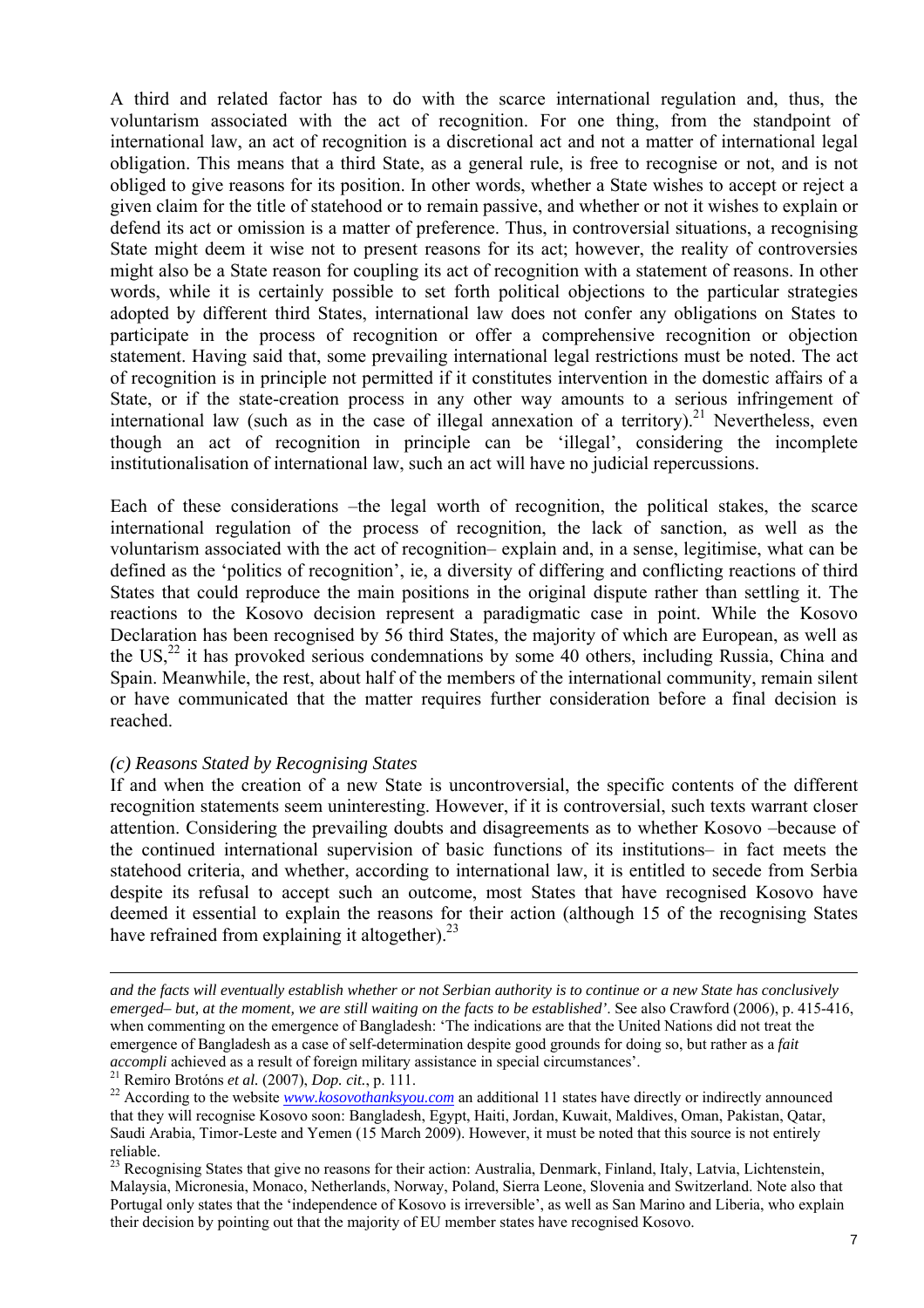A third and related factor has to do with the scarce international regulation and, thus, the voluntarism associated with the act of recognition. For one thing, from the standpoint of international law, an act of recognition is a discretional act and not a matter of international legal obligation. This means that a third State, as a general rule, is free to recognise or not, and is not obliged to give reasons for its position. In other words, whether a State wishes to accept or reject a given claim for the title of statehood or to remain passive, and whether or not it wishes to explain or defend its act or omission is a matter of preference. Thus, in controversial situations, a recognising State might deem it wise not to present reasons for its act; however, the reality of controversies might also be a State reason for coupling its act of recognition with a statement of reasons. In other words, while it is certainly possible to set forth political objections to the particular strategies adopted by different third States, international law does not confer any obligations on States to participate in the process of recognition or offer a comprehensive recognition or objection statement. Having said that, some prevailing international legal restrictions must be noted. The act of recognition is in principle not permitted if it constitutes intervention in the domestic affairs of a State, or if the state-creation process in any other way amounts to a serious infringement of international law (such as in the case of illegal annexation of a territory).[21] Nevertheless, even though an act of recognition in principle can be 'illegal', considering the incomplete institutionalisation of international law, such an act will have no judicial repercussions.

Each of these considerations –the legal worth of recognition, the political stakes, the scarce international regulation of the process of recognition, the lack of sanction, as well as the voluntarism associated with the act of recognition– explain and, in a sense, legitimise, what can be defined as the 'politics of recognition', ie, a diversity of differing and conflicting reactions of third States that could reproduce the main positions in the original dispute rather than settling it. The reactions to the Kosovo decision represent a paradigmatic case in point. While the Kosovo Declaration has been recognised by 56 third States, the majority of which are European, as well as the US,[22] it has provoked serious condemnations by some 40 others, including Russia, China and Spain. Meanwhile, the rest, about half of the members of the international community, remain silent or have communicated that the matter requires further consideration before a final decision is reached.

*(c) Reasons Stated by Recognising States*

If and when the creation of a new State is uncontroversial, the specific contents of the different recognition statements seem uninteresting. However, if it is controversial, such texts warrant closer attention. Considering the prevailing doubts and disagreements as to whether Kosovo –because of the continued international supervision of basic functions of its institutions– in fact meets the statehood criteria, and whether, according to international law, it is entitled to secede from Serbia despite its refusal to accept such an outcome, most States that have recognised Kosovo have deemed it essential to explain the reasons for their action (although 15 of the recognising States have refrained from explaining it altogether).[23]

---

*and the facts will eventually establish whether or not Serbian authority is to continue or a new State has conclusively emerged– but, at the moment, we are still waiting on the facts to be established'.* See also Crawford (2006), p. 415-416, when commenting on the emergence of Bangladesh: 'The indications are that the United Nations did not treat the emergence of Bangladesh as a case of self-determination despite good grounds for doing so, but rather as a *fait accompli* achieved as a result of foreign military assistance in special circumstances'.

[21] Remiro Brotóns *et al.* (2007), *Dop. cit.*, p. 111.

[22] According to the website *www.kosovothanksyou.com* an additional 11 states have directly or indirectly announced that they will recognise Kosovo soon: Bangladesh, Egypt, Haiti, Jordan, Kuwait, Maldives, Oman, Pakistan, Qatar, Saudi Arabia, Timor-Leste and Yemen (15 March 2009). However, it must be noted that this source is not entirely reliable.

[23] Recognising States that give no reasons for their action: Australia, Denmark, Finland, Italy, Latvia, Lichtenstein, Malaysia, Micronesia, Monaco, Netherlands, Norway, Poland, Sierra Leone, Slovenia and Switzerland. Note also that Portugal only states that the 'independence of Kosovo is irreversible', as well as San Marino and Liberia, who explain their decision by pointing out that the majority of EU member states have recognised Kosovo.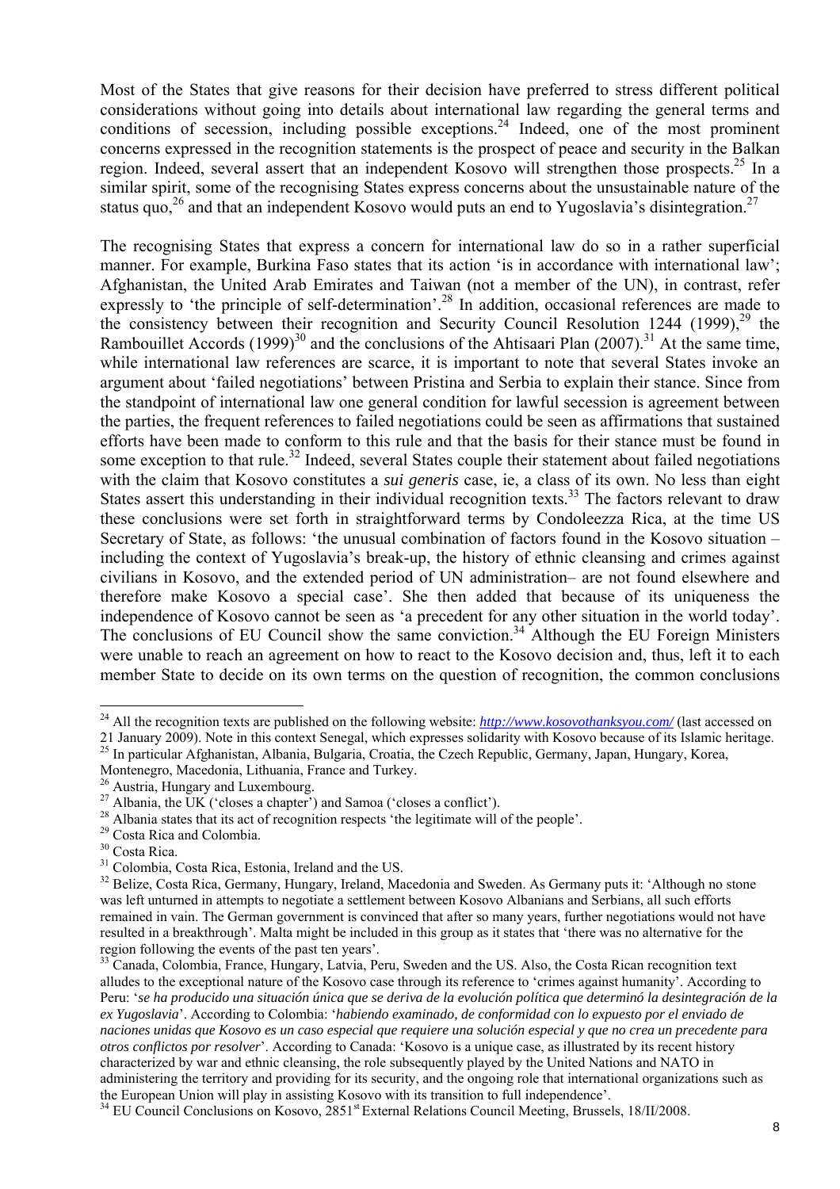Most of the States that give reasons for their decision have preferred to stress different political considerations without going into details about international law regarding the general terms and conditions of secession, including possible exceptions.[24] Indeed, one of the most prominent concerns expressed in the recognition statements is the prospect of peace and security in the Balkan region. Indeed, several assert that an independent Kosovo will strengthen those prospects.[25] In a similar spirit, some of the recognising States express concerns about the unsustainable nature of the status quo,[26] and that an independent Kosovo would puts an end to Yugoslavia's disintegration.[27]

The recognising States that express a concern for international law do so in a rather superficial manner. For example, Burkina Faso states that its action 'is in accordance with international law'; Afghanistan, the United Arab Emirates and Taiwan (not a member of the UN), in contrast, refer expressly to 'the principle of self-determination'.[28] In addition, occasional references are made to the consistency between their recognition and Security Council Resolution 1244 (1999),[29] the Rambouillet Accords (1999)[30] and the conclusions of the Ahtisaari Plan (2007).[31] At the same time, while international law references are scarce, it is important to note that several States invoke an argument about 'failed negotiations' between Pristina and Serbia to explain their stance. Since from the standpoint of international law one general condition for lawful secession is agreement between the parties, the frequent references to failed negotiations could be seen as affirmations that sustained efforts have been made to conform to this rule and that the basis for their stance must be found in some exception to that rule.[32] Indeed, several States couple their statement about failed negotiations with the claim that Kosovo constitutes a *sui generis* case, ie, a class of its own. No less than eight States assert this understanding in their individual recognition texts.[33] The factors relevant to draw these conclusions were set forth in straightforward terms by Condoleezza Rica, at the time US Secretary of State, as follows: 'the unusual combination of factors found in the Kosovo situation – including the context of Yugoslavia's break-up, the history of ethnic cleansing and crimes against civilians in Kosovo, and the extended period of UN administration– are not found elsewhere and therefore make Kosovo a special case'. She then added that because of its uniqueness the independence of Kosovo cannot be seen as 'a precedent for any other situation in the world today'. The conclusions of EU Council show the same conviction.[34] Although the EU Foreign Ministers were unable to reach an agreement on how to react to the Kosovo decision and, thus, left it to each member State to decide on its own terms on the question of recognition, the common conclusions

---

[24] All the recognition texts are published on the following website: *http://www.kosovothanksyou.com/* (last accessed on 21 January 2009). Note in this context Senegal, which expresses solidarity with Kosovo because of its Islamic heritage.

[25] In particular Afghanistan, Albania, Bulgaria, Croatia, the Czech Republic, Germany, Japan, Hungary, Korea, Montenegro, Macedonia, Lithuania, France and Turkey.

[26] Austria, Hungary and Luxembourg.

[27] Albania, the UK ('closes a chapter') and Samoa ('closes a conflict').

[28] Albania states that its act of recognition respects 'the legitimate will of the people'.

[29] Costa Rica and Colombia.

[30] Costa Rica.

[31] Colombia, Costa Rica, Estonia, Ireland and the US.

[32] Belize, Costa Rica, Germany, Hungary, Ireland, Macedonia and Sweden. As Germany puts it: 'Although no stone was left unturned in attempts to negotiate a settlement between Kosovo Albanians and Serbians, all such efforts remained in vain. The German government is convinced that after so many years, further negotiations would not have resulted in a breakthrough'. Malta might be included in this group as it states that 'there was no alternative for the region following the events of the past ten years'.

[33] Canada, Colombia, France, Hungary, Latvia, Peru, Sweden and the US. Also, the Costa Rican recognition text alludes to the exceptional nature of the Kosovo case through its reference to 'crimes against humanity'. According to Peru: '*se ha producido una situación única que se deriva de la evolución política que determinó la desintegración de la ex Yugoslavia*'. According to Colombia: '*habiendo examinado, de conformidad con lo expuesto por el enviado de naciones unidas que Kosovo es un caso especial que requiere una solución especial y que no crea un precedente para otros conflictos por resolver*'. According to Canada: 'Kosovo is a unique case, as illustrated by its recent history characterized by war and ethnic cleansing, the role subsequently played by the United Nations and NATO in administering the territory and providing for its security, and the ongoing role that international organizations such as the European Union will play in assisting Kosovo with its transition to full independence'.

[34] EU Council Conclusions on Kosovo, 2851st External Relations Council Meeting, Brussels, 18/II/2008.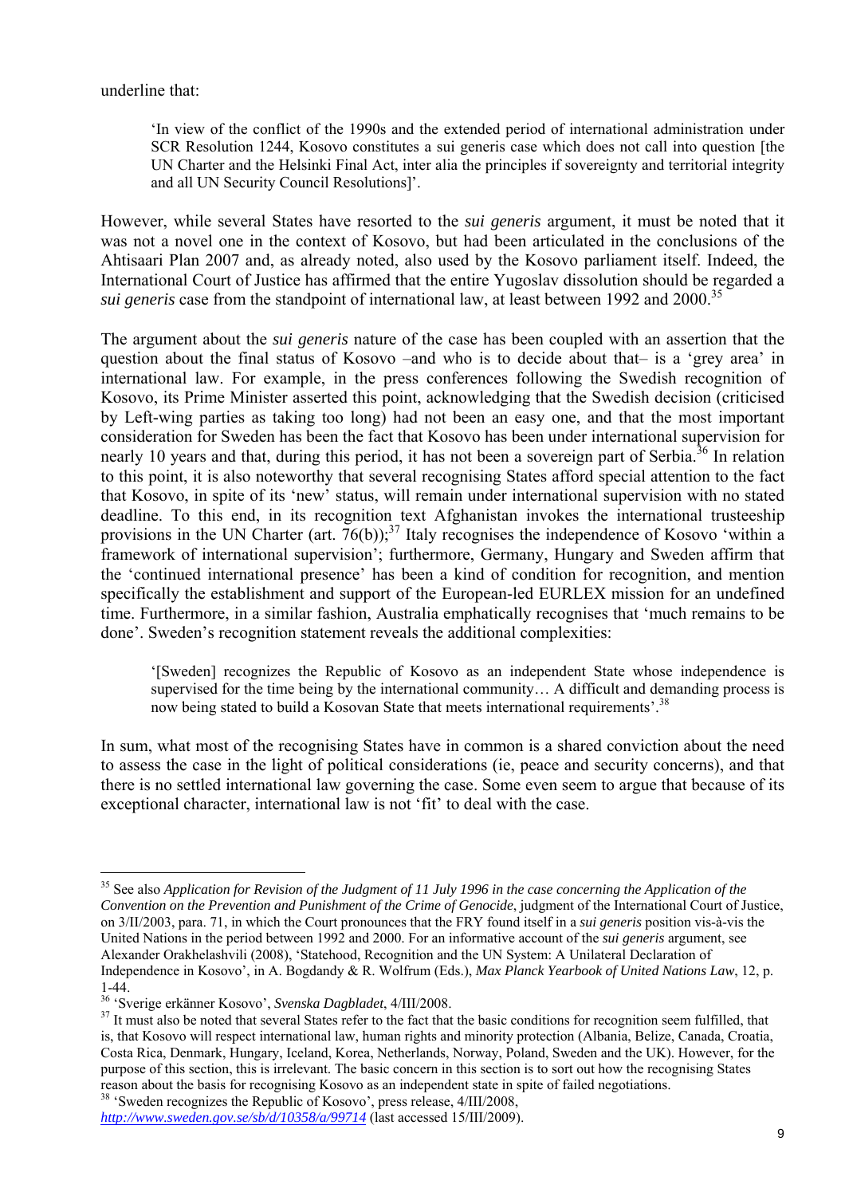underline that:

> 'In view of the conflict of the 1990s and the extended period of international administration under SCR Resolution 1244, Kosovo constitutes a sui generis case which does not call into question [the UN Charter and the Helsinki Final Act, inter alia the principles if sovereignty and territorial integrity and all UN Security Council Resolutions]'.

However, while several States have resorted to the *sui generis* argument, it must be noted that it was not a novel one in the context of Kosovo, but had been articulated in the conclusions of the Ahtisaari Plan 2007 and, as already noted, also used by the Kosovo parliament itself. Indeed, the International Court of Justice has affirmed that the entire Yugoslav dissolution should be regarded a *sui generis* case from the standpoint of international law, at least between 1992 and 2000.[35]

The argument about the *sui generis* nature of the case has been coupled with an assertion that the question about the final status of Kosovo –and who is to decide about that– is a 'grey area' in international law. For example, in the press conferences following the Swedish recognition of Kosovo, its Prime Minister asserted this point, acknowledging that the Swedish decision (criticised by Left-wing parties as taking too long) had not been an easy one, and that the most important consideration for Sweden has been the fact that Kosovo has been under international supervision for nearly 10 years and that, during this period, it has not been a sovereign part of Serbia.[36] In relation to this point, it is also noteworthy that several recognising States afford special attention to the fact that Kosovo, in spite of its 'new' status, will remain under international supervision with no stated deadline. To this end, in its recognition text Afghanistan invokes the international trusteeship provisions in the UN Charter (art. 76(b));[37] Italy recognises the independence of Kosovo 'within a framework of international supervision'; furthermore, Germany, Hungary and Sweden affirm that the 'continued international presence' has been a kind of condition for recognition, and mention specifically the establishment and support of the European-led EURLEX mission for an undefined time. Furthermore, in a similar fashion, Australia emphatically recognises that 'much remains to be done'. Sweden's recognition statement reveals the additional complexities:

> '[Sweden] recognizes the Republic of Kosovo as an independent State whose independence is supervised for the time being by the international community… A difficult and demanding process is now being stated to build a Kosovan State that meets international requirements'.[38]

In sum, what most of the recognising States have in common is a shared conviction about the need to assess the case in the light of political considerations (ie, peace and security concerns), and that there is no settled international law governing the case. Some even seem to argue that because of its exceptional character, international law is not 'fit' to deal with the case.

---

[35] See also *Application for Revision of the Judgment of 11 July 1996 in the case concerning the Application of the Convention on the Prevention and Punishment of the Crime of Genocide*, judgment of the International Court of Justice, on 3/II/2003, para. 71, in which the Court pronounces that the FRY found itself in a *sui generis* position vis-à-vis the United Nations in the period between 1992 and 2000. For an informative account of the *sui generis* argument, see Alexander Orakhelashvili (2008), 'Statehood, Recognition and the UN System: A Unilateral Declaration of Independence in Kosovo', in A. Bogdandy & R. Wolfrum (Eds.), *Max Planck Yearbook of United Nations Law*, 12, p. 1-44.

[36] 'Sverige erkänner Kosovo', *Svenska Dagbladet*, 4/III/2008.

[37] It must also be noted that several States refer to the fact that the basic conditions for recognition seem fulfilled, that is, that Kosovo will respect international law, human rights and minority protection (Albania, Belize, Canada, Croatia, Costa Rica, Denmark, Hungary, Iceland, Korea, Netherlands, Norway, Poland, Sweden and the UK). However, for the purpose of this section, this is irrelevant. The basic concern in this section is to sort out how the recognising States reason about the basis for recognising Kosovo as an independent state in spite of failed negotiations.

[38] 'Sweden recognizes the Republic of Kosovo', press release, 4/III/2008, *http://www.sweden.gov.se/sb/d/10358/a/99714* (last accessed 15/III/2009).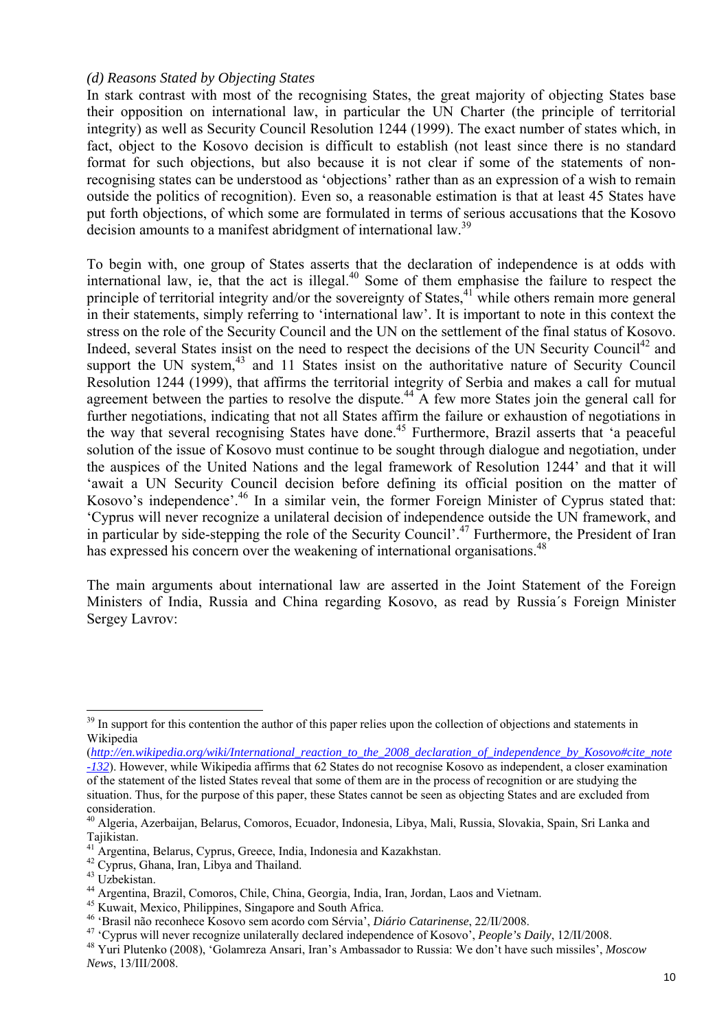*(d) Reasons Stated by Objecting States*

In stark contrast with most of the recognising States, the great majority of objecting States base their opposition on international law, in particular the UN Charter (the principle of territorial integrity) as well as Security Council Resolution 1244 (1999). The exact number of states which, in fact, object to the Kosovo decision is difficult to establish (not least since there is no standard format for such objections, but also because it is not clear if some of the statements of non-recognising states can be understood as 'objections' rather than as an expression of a wish to remain outside the politics of recognition). Even so, a reasonable estimation is that at least 45 States have put forth objections, of which some are formulated in terms of serious accusations that the Kosovo decision amounts to a manifest abridgment of international law.[39]

To begin with, one group of States asserts that the declaration of independence is at odds with international law, ie, that the act is illegal.[40] Some of them emphasise the failure to respect the principle of territorial integrity and/or the sovereignty of States,[41] while others remain more general in their statements, simply referring to 'international law'. It is important to note in this context the stress on the role of the Security Council and the UN on the settlement of the final status of Kosovo. Indeed, several States insist on the need to respect the decisions of the UN Security Council[42] and support the UN system,[43] and 11 States insist on the authoritative nature of Security Council Resolution 1244 (1999), that affirms the territorial integrity of Serbia and makes a call for mutual agreement between the parties to resolve the dispute.[44] A few more States join the general call for further negotiations, indicating that not all States affirm the failure or exhaustion of negotiations in the way that several recognising States have done.[45] Furthermore, Brazil asserts that 'a peaceful solution of the issue of Kosovo must continue to be sought through dialogue and negotiation, under the auspices of the United Nations and the legal framework of Resolution 1244' and that it will 'await a UN Security Council decision before defining its official position on the matter of Kosovo's independence'.[46] In a similar vein, the former Foreign Minister of Cyprus stated that: 'Cyprus will never recognize a unilateral decision of independence outside the UN framework, and in particular by side-stepping the role of the Security Council'.[47] Furthermore, the President of Iran has expressed his concern over the weakening of international organisations.[48]

The main arguments about international law are asserted in the Joint Statement of the Foreign Ministers of India, Russia and China regarding Kosovo, as read by Russia´s Foreign Minister Sergey Lavrov:

---

[39] In support for this contention the author of this paper relies upon the collection of objections and statements in Wikipedia (*http://en.wikipedia.org/wiki/International_reaction_to_the_2008_declaration_of_independence_by_Kosovo#cite_note-132*). However, while Wikipedia affirms that 62 States do not recognise Kosovo as independent, a closer examination of the statement of the listed States reveal that some of them are in the process of recognition or are studying the situation. Thus, for the purpose of this paper, these States cannot be seen as objecting States and are excluded from consideration.

[40] Algeria, Azerbaijan, Belarus, Comoros, Ecuador, Indonesia, Libya, Mali, Russia, Slovakia, Spain, Sri Lanka and Tajikistan.

[41] Argentina, Belarus, Cyprus, Greece, India, Indonesia and Kazakhstan.

[42] Cyprus, Ghana, Iran, Libya and Thailand.

[43] Uzbekistan.

[44] Argentina, Brazil, Comoros, Chile, China, Georgia, India, Iran, Jordan, Laos and Vietnam.

[45] Kuwait, Mexico, Philippines, Singapore and South Africa.

[46] 'Brasil não reconhece Kosovo sem acordo com Sérvia', *Diário Catarinense*, 22/II/2008.

[47] 'Cyprus will never recognize unilaterally declared independence of Kosovo', *People's Daily*, 12/II/2008.

[48] Yuri Plutenko (2008), 'Golamreza Ansari, Iran's Ambassador to Russia: We don't have such missiles', *Moscow News*, 13/III/2008.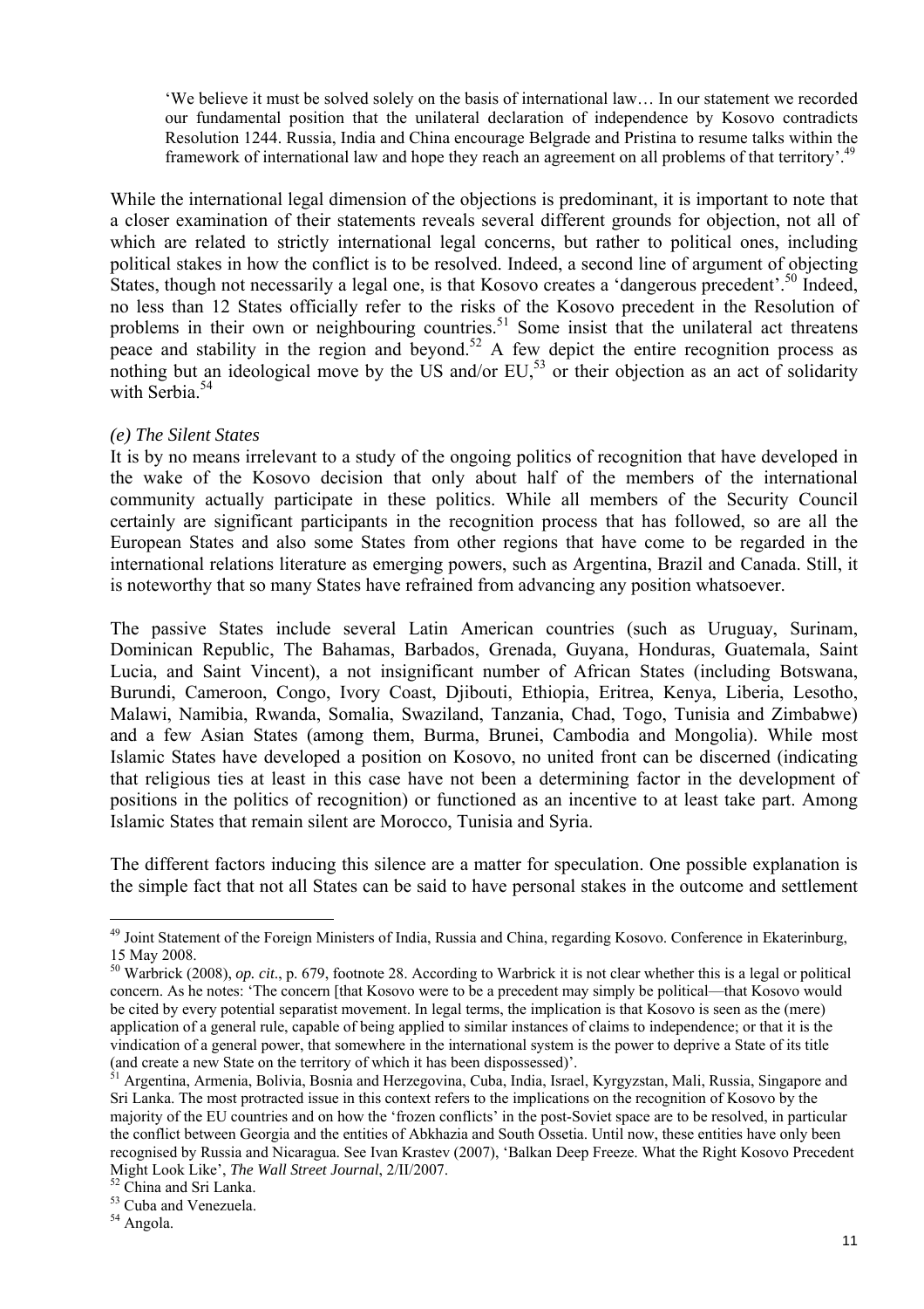> 'We believe it must be solved solely on the basis of international law… In our statement we recorded our fundamental position that the unilateral declaration of independence by Kosovo contradicts Resolution 1244. Russia, India and China encourage Belgrade and Pristina to resume talks within the framework of international law and hope they reach an agreement on all problems of that territory'.[49]

While the international legal dimension of the objections is predominant, it is important to note that a closer examination of their statements reveals several different grounds for objection, not all of which are related to strictly international legal concerns, but rather to political ones, including political stakes in how the conflict is to be resolved. Indeed, a second line of argument of objecting States, though not necessarily a legal one, is that Kosovo creates a 'dangerous precedent'.[50] Indeed, no less than 12 States officially refer to the risks of the Kosovo precedent in the Resolution of problems in their own or neighbouring countries.[51] Some insist that the unilateral act threatens peace and stability in the region and beyond.[52] A few depict the entire recognition process as nothing but an ideological move by the US and/or EU,[53] or their objection as an act of solidarity with Serbia.[54]

*(e) The Silent States*

It is by no means irrelevant to a study of the ongoing politics of recognition that have developed in the wake of the Kosovo decision that only about half of the members of the international community actually participate in these politics. While all members of the Security Council certainly are significant participants in the recognition process that has followed, so are all the European States and also some States from other regions that have come to be regarded in the international relations literature as emerging powers, such as Argentina, Brazil and Canada. Still, it is noteworthy that so many States have refrained from advancing any position whatsoever.

The passive States include several Latin American countries (such as Uruguay, Surinam, Dominican Republic, The Bahamas, Barbados, Grenada, Guyana, Honduras, Guatemala, Saint Lucia, and Saint Vincent), a not insignificant number of African States (including Botswana, Burundi, Cameroon, Congo, Ivory Coast, Djibouti, Ethiopia, Eritrea, Kenya, Liberia, Lesotho, Malawi, Namibia, Rwanda, Somalia, Swaziland, Tanzania, Chad, Togo, Tunisia and Zimbabwe) and a few Asian States (among them, Burma, Brunei, Cambodia and Mongolia). While most Islamic States have developed a position on Kosovo, no united front can be discerned (indicating that religious ties at least in this case have not been a determining factor in the development of positions in the politics of recognition) or functioned as an incentive to at least take part. Among Islamic States that remain silent are Morocco, Tunisia and Syria.

The different factors inducing this silence are a matter for speculation. One possible explanation is the simple fact that not all States can be said to have personal stakes in the outcome and settlement

---

[49] Joint Statement of the Foreign Ministers of India, Russia and China, regarding Kosovo. Conference in Ekaterinburg, 15 May 2008.

[50] Warbrick (2008), *op. cit*., p. 679, footnote 28. According to Warbrick it is not clear whether this is a legal or political concern. As he notes: 'The concern [that Kosovo were to be a precedent may simply be political—that Kosovo would be cited by every potential separatist movement. In legal terms, the implication is that Kosovo is seen as the (mere) application of a general rule, capable of being applied to similar instances of claims to independence; or that it is the vindication of a general power, that somewhere in the international system is the power to deprive a State of its title (and create a new State on the territory of which it has been dispossessed)'.

[51] Argentina, Armenia, Bolivia, Bosnia and Herzegovina, Cuba, India, Israel, Kyrgyzstan, Mali, Russia, Singapore and Sri Lanka. The most protracted issue in this context refers to the implications on the recognition of Kosovo by the majority of the EU countries and on how the 'frozen conflicts' in the post-Soviet space are to be resolved, in particular the conflict between Georgia and the entities of Abkhazia and South Ossetia. Until now, these entities have only been recognised by Russia and Nicaragua. See Ivan Krastev (2007), 'Balkan Deep Freeze. What the Right Kosovo Precedent Might Look Like', *The Wall Street Journal*, 2/II/2007.

[52] China and Sri Lanka.

[53] Cuba and Venezuela.

[54] Angola.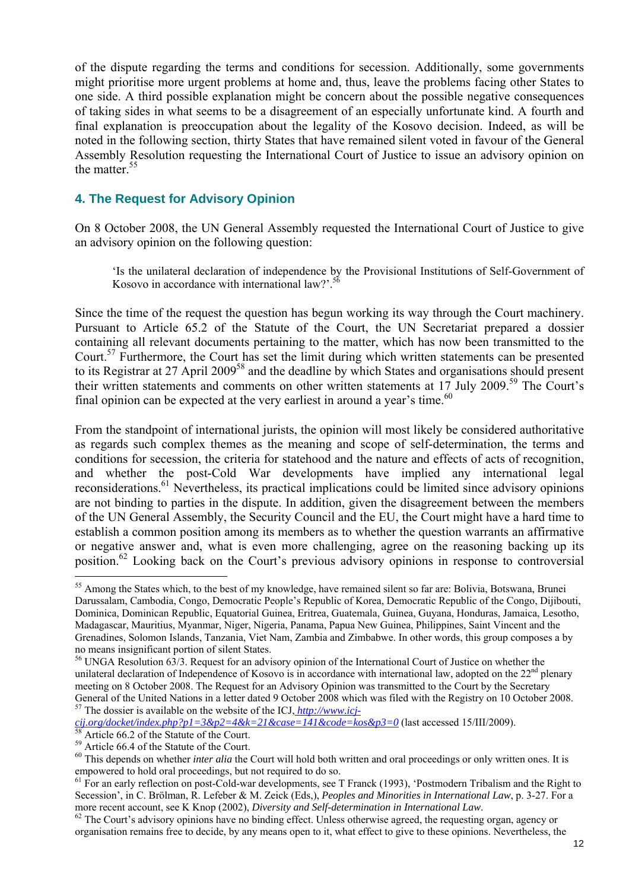of the dispute regarding the terms and conditions for secession. Additionally, some governments might prioritise more urgent problems at home and, thus, leave the problems facing other States to one side. A third possible explanation might be concern about the possible negative consequences of taking sides in what seems to be a disagreement of an especially unfortunate kind. A fourth and final explanation is preoccupation about the legality of the Kosovo decision. Indeed, as will be noted in the following section, thirty States that have remained silent voted in favour of the General Assembly Resolution requesting the International Court of Justice to issue an advisory opinion on the matter.[55]

## 4. The Request for Advisory Opinion

On 8 October 2008, the UN General Assembly requested the International Court of Justice to give an advisory opinion on the following question:

> 'Is the unilateral declaration of independence by the Provisional Institutions of Self-Government of Kosovo in accordance with international law?'.[56]

Since the time of the request the question has begun working its way through the Court machinery. Pursuant to Article 65.2 of the Statute of the Court, the UN Secretariat prepared a dossier containing all relevant documents pertaining to the matter, which has now been transmitted to the Court.[57] Furthermore, the Court has set the limit during which written statements can be presented to its Registrar at 27 April 2009[58] and the deadline by which States and organisations should present their written statements and comments on other written statements at 17 July 2009.[59] The Court's final opinion can be expected at the very earliest in around a year's time.[60]

From the standpoint of international jurists, the opinion will most likely be considered authoritative as regards such complex themes as the meaning and scope of self-determination, the terms and conditions for secession, the criteria for statehood and the nature and effects of acts of recognition, and whether the post-Cold War developments have implied any international legal reconsiderations.[61] Nevertheless, its practical implications could be limited since advisory opinions are not binding to parties in the dispute. In addition, given the disagreement between the members of the UN General Assembly, the Security Council and the EU, the Court might have a hard time to establish a common position among its members as to whether the question warrants an affirmative or negative answer and, what is even more challenging, agree on the reasoning backing up its position.[62] Looking back on the Court's previous advisory opinions in response to controversial

---

[55] Among the States which, to the best of my knowledge, have remained silent so far are: Bolivia, Botswana, Brunei Darussalam, Cambodia, Congo, Democratic People's Republic of Korea, Democratic Republic of the Congo, Dijibouti, Dominica, Dominican Republic, Equatorial Guinea, Eritrea, Guatemala, Guinea, Guyana, Honduras, Jamaica, Lesotho, Madagascar, Mauritius, Myanmar, Niger, Nigeria, Panama, Papua New Guinea, Philippines, Saint Vincent and the Grenadines, Solomon Islands, Tanzania, Viet Nam, Zambia and Zimbabwe. In other words, this group composes a by no means insignificant portion of silent States.

[56] UNGA Resolution 63/3. Request for an advisory opinion of the International Court of Justice on whether the unilateral declaration of Independence of Kosovo is in accordance with international law, adopted on the 22nd plenary meeting on 8 October 2008. The Request for an Advisory Opinion was transmitted to the Court by the Secretary General of the United Nations in a letter dated 9 October 2008 which was filed with the Registry on 10 October 2008.

[57] The dossier is available on the website of the ICJ, *http://www.icj-cij.org/docket/index.php?p1=3&p2=4&k=21&case=141&code=kos&p3=0* (last accessed 15/III/2009).

[58] Article 66.2 of the Statute of the Court.

[59] Article 66.4 of the Statute of the Court.

[60] This depends on whether *inter alia* the Court will hold both written and oral proceedings or only written ones. It is empowered to hold oral proceedings, but not required to do so.

[61] For an early reflection on post-Cold-war developments, see T Franck (1993), 'Postmodern Tribalism and the Right to Secession', in C. Brölman, R. Lefeber & M. Zeick (Eds,), *Peoples and Minorities in International Law*, p. 3-27. For a more recent account, see K Knop (2002), *Diversity and Self-determination in International Law*.

[62] The Court's advisory opinions have no binding effect. Unless otherwise agreed, the requesting organ, agency or organisation remains free to decide, by any means open to it, what effect to give to these opinions. Nevertheless, the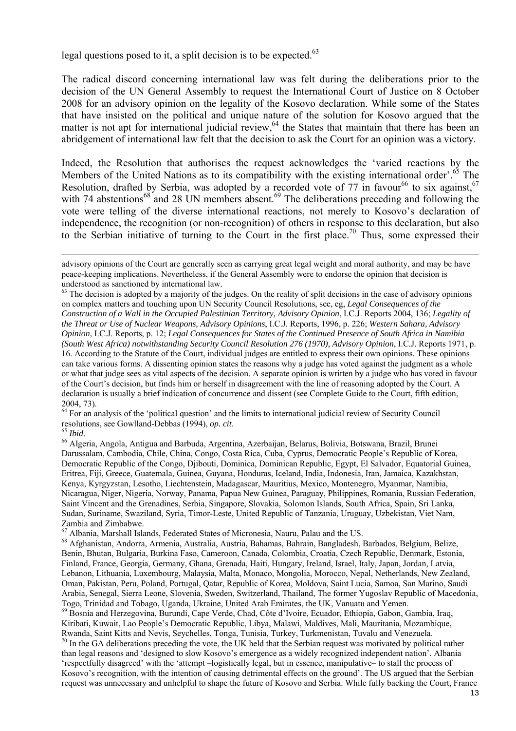legal questions posed to it, a split decision is to be expected.[63]

The radical discord concerning international law was felt during the deliberations prior to the decision of the UN General Assembly to request the International Court of Justice on 8 October 2008 for an advisory opinion on the legality of the Kosovo declaration. While some of the States that have insisted on the political and unique nature of the solution for Kosovo argued that the matter is not apt for international judicial review,[64] the States that maintain that there has been an abridgement of international law felt that the decision to ask the Court for an opinion was a victory.

Indeed, the Resolution that authorises the request acknowledges the 'varied reactions by the Members of the United Nations as to its compatibility with the existing international order'.[65] The Resolution, drafted by Serbia, was adopted by a recorded vote of 77 in favour[66] to six against,[67] with 74 abstentions[68] and 28 UN members absent.[69] The deliberations preceding and following the vote were telling of the diverse international reactions, not merely to Kosovo's declaration of independence, the recognition (or non-recognition) of others in response to this declaration, but also to the Serbian initiative of turning to the Court in the first place.[70] Thus, some expressed their

---

advisory opinions of the Court are generally seen as carrying great legal weight and moral authority, and may be have peace-keeping implications. Nevertheless, if the General Assembly were to endorse the opinion that decision is understood as sanctioned by international law.

[63] The decision is adopted by a majority of the judges. On the reality of split decisions in the case of advisory opinions on complex matters and such touching upon UN Security Council Resolutions, see, eg, *Legal Consequences of the Construction of a Wall in the Occupied Palestinian Territory, Advisory Opinion*, I.C.J. Reports 2004, 136; *Legality of the Threat or Use of Nuclear Weapons, Advisory Opinions*, I.C.J. Reports, 1996, p. 226; *Western Sahara, Advisory Opinion*, I.C.J. Reports, p. 12; *Legal Consequences for States of the Continued Presence of South Africa in Namibia (South West Africa) notwithstanding Security Council Resolution 276 (1970), Advisory Opinion*, I.C.J. Reports 1971, p. 16. According to the Statute of the Court, individual judges are entitled to express their own opinions. These opinions can take various forms. A dissenting opinion states the reasons why a judge has voted against the judgment as a whole or what that judge sees as vital aspects of the decision. A separate opinion is written by a judge who has voted in favour of the Court's decision, but finds him or herself in disagreement with the line of reasoning adopted by the Court. A declaration is usually a brief indication of concurrence and dissent (see Complete Guide to the Court, fifth edition, 2004, 73).

[64] For an analysis of the 'political question' and the limits to international judicial review of Security Council resolutions, see Gowlland-Debbas (1994), *op. cit*.

[65] *Ibid*.

[66] Algeria, Angola, Antigua and Barbuda, Argentina, Azerbaijan, Belarus, Bolivia, Botswana, Brazil, Brunei Darussalam, Cambodia, Chile, China, Congo, Costa Rica, Cuba, Cyprus, Democratic People's Republic of Korea, Democratic Republic of the Congo, Djibouti, Dominica, Dominican Republic, Egypt, El Salvador, Equatorial Guinea, Eritrea, Fiji, Greece, Guatemala, Guinea, Guyana, Honduras, Iceland, India, Indonesia, Iran, Jamaica, Kazakhstan, Kenya, Kyrgyzstan, Lesotho, Liechtenstein, Madagascar, Mauritius, Mexico, Montenegro, Myanmar, Namibia, Nicaragua, Niger, Nigeria, Norway, Panama, Papua New Guinea, Paraguay, Philippines, Romania, Russian Federation, Saint Vincent and the Grenadines, Serbia, Singapore, Slovakia, Solomon Islands, South Africa, Spain, Sri Lanka, Sudan, Suriname, Swaziland, Syria, Timor-Leste, United Republic of Tanzania, Uruguay, Uzbekistan, Viet Nam, Zambia and Zimbabwe.

[67] Albania, Marshall Islands, Federated States of Micronesia, Nauru, Palau and the US.

[68] Afghanistan, Andorra, Armenia, Australia, Austria, Bahamas, Bahrain, Bangladesh, Barbados, Belgium, Belize, Benin, Bhutan, Bulgaria, Burkina Faso, Cameroon, Canada, Colombia, Croatia, Czech Republic, Denmark, Estonia, Finland, France, Georgia, Germany, Ghana, Grenada, Haiti, Hungary, Ireland, Israel, Italy, Japan, Jordan, Latvia, Lebanon, Lithuania, Luxembourg, Malaysia, Malta, Monaco, Mongolia, Morocco, Nepal, Netherlands, New Zealand, Oman, Pakistan, Peru, Poland, Portugal, Qatar, Republic of Korea, Moldova, Saint Lucia, Samoa, San Marino, Saudi Arabia, Senegal, Sierra Leone, Slovenia, Sweden, Switzerland, Thailand, The former Yugoslav Republic of Macedonia, Togo, Trinidad and Tobago, Uganda, Ukraine, United Arab Emirates, the UK, Vanuatu and Yemen.

[69] Bosnia and Herzegovina, Burundi, Cape Verde, Chad, Côte d'Ivoire, Ecuador, Ethiopia, Gabon, Gambia, Iraq, Kiribati, Kuwait, Lao People's Democratic Republic, Libya, Malawi, Maldives, Mali, Mauritania, Mozambique, Rwanda, Saint Kitts and Nevis, Seychelles, Tonga, Tunisia, Turkey, Turkmenistan, Tuvalu and Venezuela.

[70] In the GA deliberations preceding the vote, the UK held that the Serbian request was motivated by political rather than legal reasons and 'designed to slow Kosovo's emergence as a widely recognized independent nation'. Albania 'respectfully disagreed' with the 'attempt –logistically legal, but in essence, manipulative– to stall the process of Kosovo's recognition, with the intention of causing detrimental effects on the ground'. The US argued that the Serbian request was unnecessary and unhelpful to shape the future of Kosovo and Serbia. While fully backing the Court, France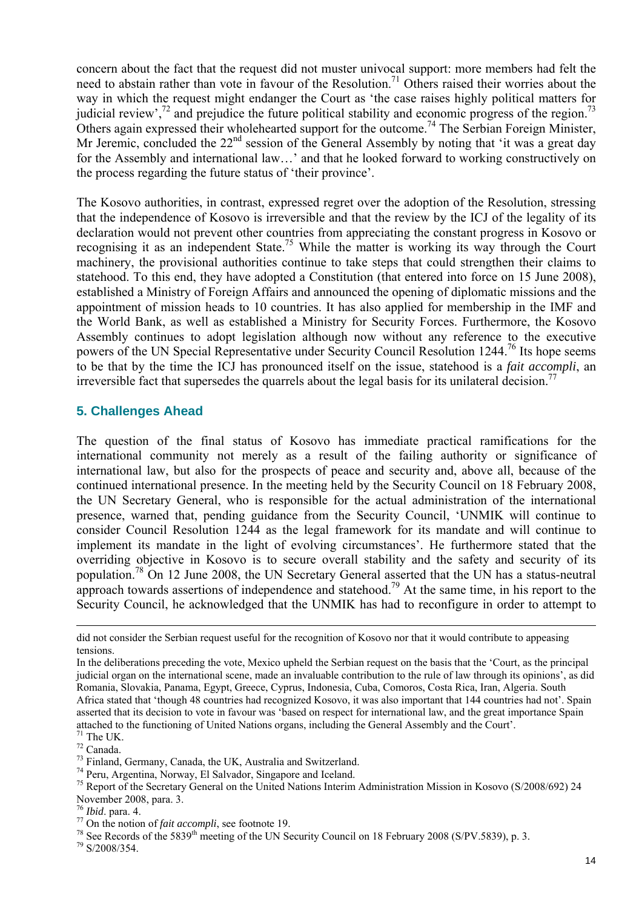concern about the fact that the request did not muster univocal support: more members had felt the need to abstain rather than vote in favour of the Resolution.[71] Others raised their worries about the way in which the request might endanger the Court as 'the case raises highly political matters for judicial review',[72] and prejudice the future political stability and economic progress of the region.[73] Others again expressed their wholehearted support for the outcome.[74] The Serbian Foreign Minister, Mr Jeremic, concluded the 22[nd] session of the General Assembly by noting that 'it was a great day for the Assembly and international law…' and that he looked forward to working constructively on the process regarding the future status of 'their province'.

The Kosovo authorities, in contrast, expressed regret over the adoption of the Resolution, stressing that the independence of Kosovo is irreversible and that the review by the ICJ of the legality of its declaration would not prevent other countries from appreciating the constant progress in Kosovo or recognising it as an independent State.[75] While the matter is working its way through the Court machinery, the provisional authorities continue to take steps that could strengthen their claims to statehood. To this end, they have adopted a Constitution (that entered into force on 15 June 2008), established a Ministry of Foreign Affairs and announced the opening of diplomatic missions and the appointment of mission heads to 10 countries. It has also applied for membership in the IMF and the World Bank, as well as established a Ministry for Security Forces. Furthermore, the Kosovo Assembly continues to adopt legislation although now without any reference to the executive powers of the UN Special Representative under Security Council Resolution 1244.[76] Its hope seems to be that by the time the ICJ has pronounced itself on the issue, statehood is a *fait accompli*, an irreversible fact that supersedes the quarrels about the legal basis for its unilateral decision.[77]

## 5. Challenges Ahead

The question of the final status of Kosovo has immediate practical ramifications for the international community not merely as a result of the failing authority or significance of international law, but also for the prospects of peace and security and, above all, because of the continued international presence. In the meeting held by the Security Council on 18 February 2008, the UN Secretary General, who is responsible for the actual administration of the international presence, warned that, pending guidance from the Security Council, 'UNMIK will continue to consider Council Resolution 1244 as the legal framework for its mandate and will continue to implement its mandate in the light of evolving circumstances'. He furthermore stated that the overriding objective in Kosovo is to secure overall stability and the safety and security of its population.[78] On 12 June 2008, the UN Secretary General asserted that the UN has a status-neutral approach towards assertions of independence and statehood.[79] At the same time, in his report to the Security Council, he acknowledged that the UNMIK has had to reconfigure in order to attempt to

---

did not consider the Serbian request useful for the recognition of Kosovo nor that it would contribute to appeasing tensions.

In the deliberations preceding the vote, Mexico upheld the Serbian request on the basis that the 'Court, as the principal judicial organ on the international scene, made an invaluable contribution to the rule of law through its opinions', as did Romania, Slovakia, Panama, Egypt, Greece, Cyprus, Indonesia, Cuba, Comoros, Costa Rica, Iran, Algeria. South Africa stated that 'though 48 countries had recognized Kosovo, it was also important that 144 countries had not'. Spain asserted that its decision to vote in favour was 'based on respect for international law, and the great importance Spain attached to the functioning of United Nations organs, including the General Assembly and the Court'.

[71] The UK.

[72] Canada.

[73] Finland, Germany, Canada, the UK, Australia and Switzerland.

[74] Peru, Argentina, Norway, El Salvador, Singapore and Iceland.

[75] Report of the Secretary General on the United Nations Interim Administration Mission in Kosovo (S/2008/692) 24 November 2008, para. 3.

[76] *Ibid*. para. 4.

[77] On the notion of *fait accompli*, see footnote 19.

[78] See Records of the 5839[th] meeting of the UN Security Council on 18 February 2008 (S/PV.5839), p. 3.

[79] S/2008/354.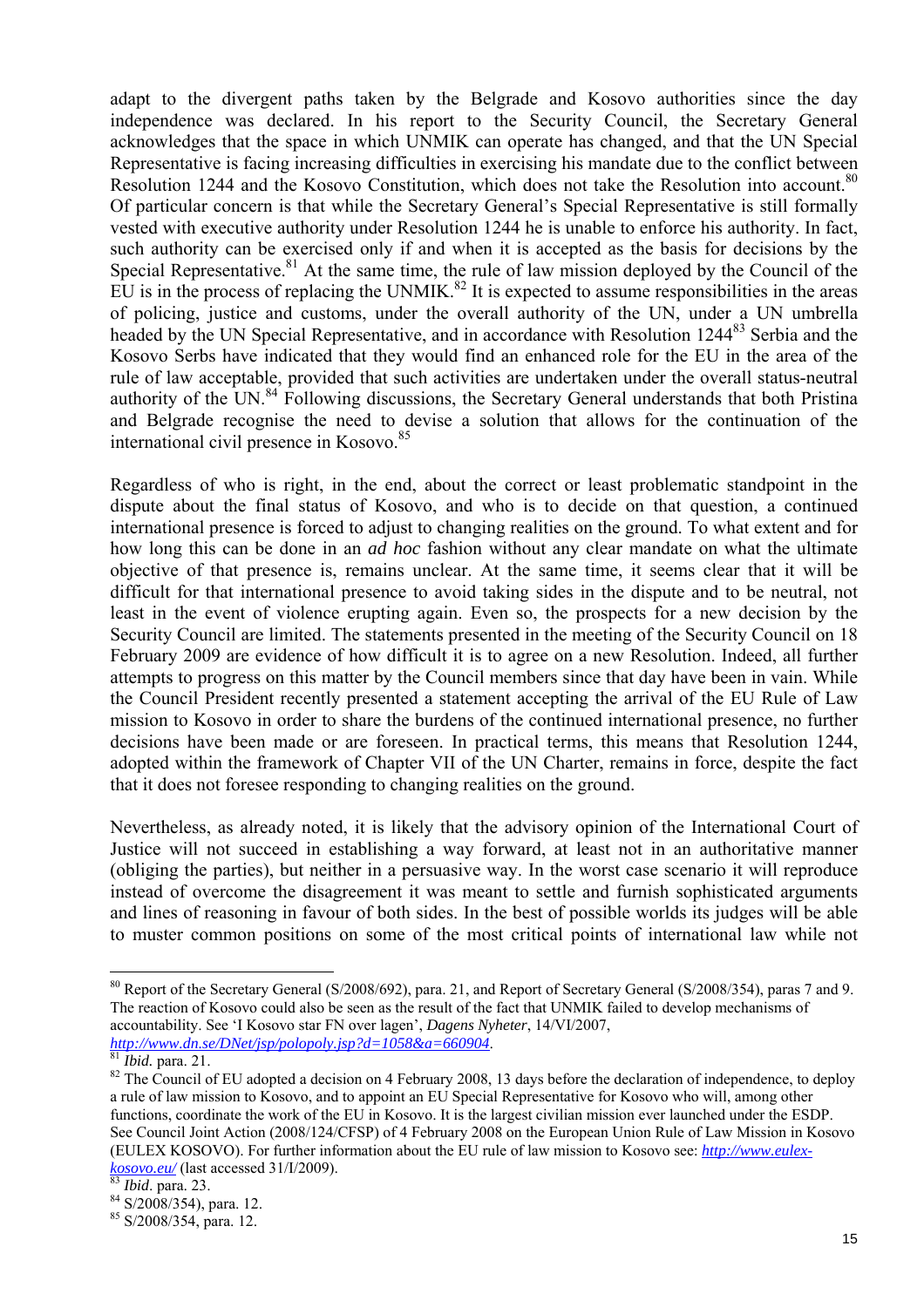adapt to the divergent paths taken by the Belgrade and Kosovo authorities since the day independence was declared. In his report to the Security Council, the Secretary General acknowledges that the space in which UNMIK can operate has changed, and that the UN Special Representative is facing increasing difficulties in exercising his mandate due to the conflict between Resolution 1244 and the Kosovo Constitution, which does not take the Resolution into account.[80] Of particular concern is that while the Secretary General's Special Representative is still formally vested with executive authority under Resolution 1244 he is unable to enforce his authority. In fact, such authority can be exercised only if and when it is accepted as the basis for decisions by the Special Representative.[81] At the same time, the rule of law mission deployed by the Council of the EU is in the process of replacing the UNMIK.[82] It is expected to assume responsibilities in the areas of policing, justice and customs, under the overall authority of the UN, under a UN umbrella headed by the UN Special Representative, and in accordance with Resolution 1244[83] Serbia and the Kosovo Serbs have indicated that they would find an enhanced role for the EU in the area of the rule of law acceptable, provided that such activities are undertaken under the overall status-neutral authority of the UN.[84] Following discussions, the Secretary General understands that both Pristina and Belgrade recognise the need to devise a solution that allows for the continuation of the international civil presence in Kosovo.[85]

Regardless of who is right, in the end, about the correct or least problematic standpoint in the dispute about the final status of Kosovo, and who is to decide on that question, a continued international presence is forced to adjust to changing realities on the ground. To what extent and for how long this can be done in an *ad hoc* fashion without any clear mandate on what the ultimate objective of that presence is, remains unclear. At the same time, it seems clear that it will be difficult for that international presence to avoid taking sides in the dispute and to be neutral, not least in the event of violence erupting again. Even so, the prospects for a new decision by the Security Council are limited. The statements presented in the meeting of the Security Council on 18 February 2009 are evidence of how difficult it is to agree on a new Resolution. Indeed, all further attempts to progress on this matter by the Council members since that day have been in vain. While the Council President recently presented a statement accepting the arrival of the EU Rule of Law mission to Kosovo in order to share the burdens of the continued international presence, no further decisions have been made or are foreseen. In practical terms, this means that Resolution 1244, adopted within the framework of Chapter VII of the UN Charter, remains in force, despite the fact that it does not foresee responding to changing realities on the ground.

Nevertheless, as already noted, it is likely that the advisory opinion of the International Court of Justice will not succeed in establishing a way forward, at least not in an authoritative manner (obliging the parties), but neither in a persuasive way. In the worst case scenario it will reproduce instead of overcome the disagreement it was meant to settle and furnish sophisticated arguments and lines of reasoning in favour of both sides. In the best of possible worlds its judges will be able to muster common positions on some of the most critical points of international law while not

---

[80] Report of the Secretary General (S/2008/692), para. 21, and Report of Secretary General (S/2008/354), paras 7 and 9. The reaction of Kosovo could also be seen as the result of the fact that UNMIK failed to develop mechanisms of accountability. See 'I Kosovo star FN over lagen', *Dagens Nyheter*, 14/VI/2007, *http://www.dn.se/DNet/jsp/polopoly.jsp?d=1058&a=660904*.

[81] *Ibid.* para. 21.

[82] The Council of EU adopted a decision on 4 February 2008, 13 days before the declaration of independence, to deploy a rule of law mission to Kosovo, and to appoint an EU Special Representative for Kosovo who will, among other functions, coordinate the work of the EU in Kosovo. It is the largest civilian mission ever launched under the ESDP. See Council Joint Action (2008/124/CFSP) of 4 February 2008 on the European Union Rule of Law Mission in Kosovo (EULEX KOSOVO). For further information about the EU rule of law mission to Kosovo see: *http://www.eulex-kosovo.eu/* (last accessed 31/I/2009).

[83] *Ibid*. para. 23.

[84] S/2008/354), para. 12.

[85] S/2008/354, para. 12.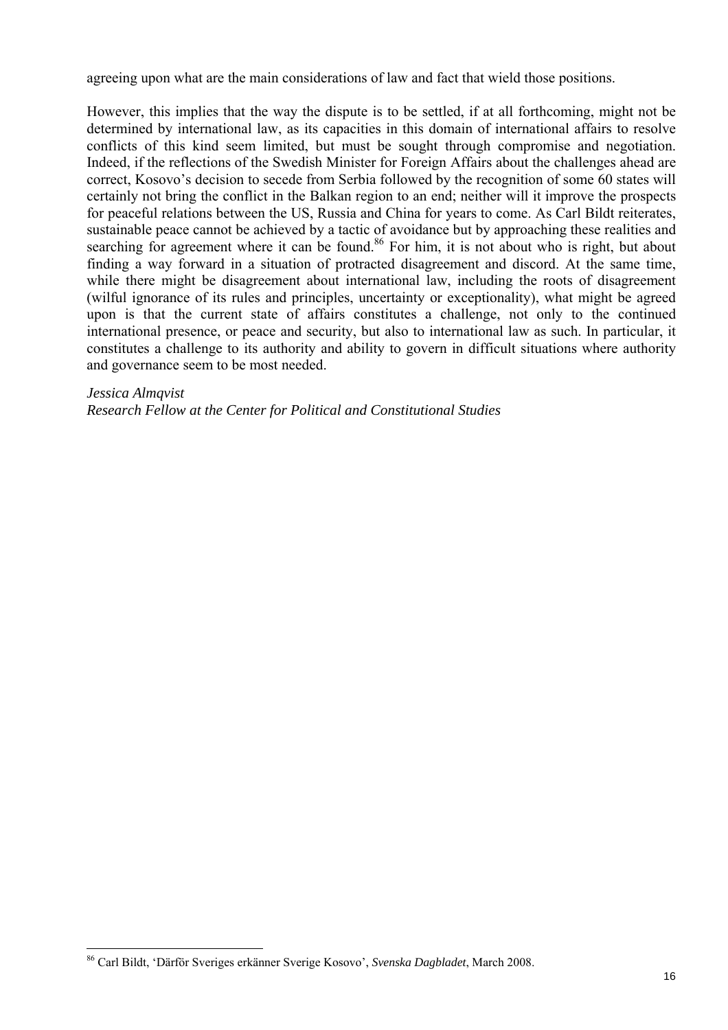agreeing upon what are the main considerations of law and fact that wield those positions.

However, this implies that the way the dispute is to be settled, if at all forthcoming, might not be determined by international law, as its capacities in this domain of international affairs to resolve conflicts of this kind seem limited, but must be sought through compromise and negotiation. Indeed, if the reflections of the Swedish Minister for Foreign Affairs about the challenges ahead are correct, Kosovo's decision to secede from Serbia followed by the recognition of some 60 states will certainly not bring the conflict in the Balkan region to an end; neither will it improve the prospects for peaceful relations between the US, Russia and China for years to come. As Carl Bildt reiterates, sustainable peace cannot be achieved by a tactic of avoidance but by approaching these realities and searching for agreement where it can be found.[86] For him, it is not about who is right, but about finding a way forward in a situation of protracted disagreement and discord. At the same time, while there might be disagreement about international law, including the roots of disagreement (wilful ignorance of its rules and principles, uncertainty or exceptionality), what might be agreed upon is that the current state of affairs constitutes a challenge, not only to the continued international presence, or peace and security, but also to international law as such. In particular, it constitutes a challenge to its authority and ability to govern in difficult situations where authority and governance seem to be most needed.

*Jessica Almqvist*
*Research Fellow at the Center for Political and Constitutional Studies*

---

[86] Carl Bildt, 'Därför Sveriges erkänner Sverige Kosovo', *Svenska Dagbladet*, March 2008.